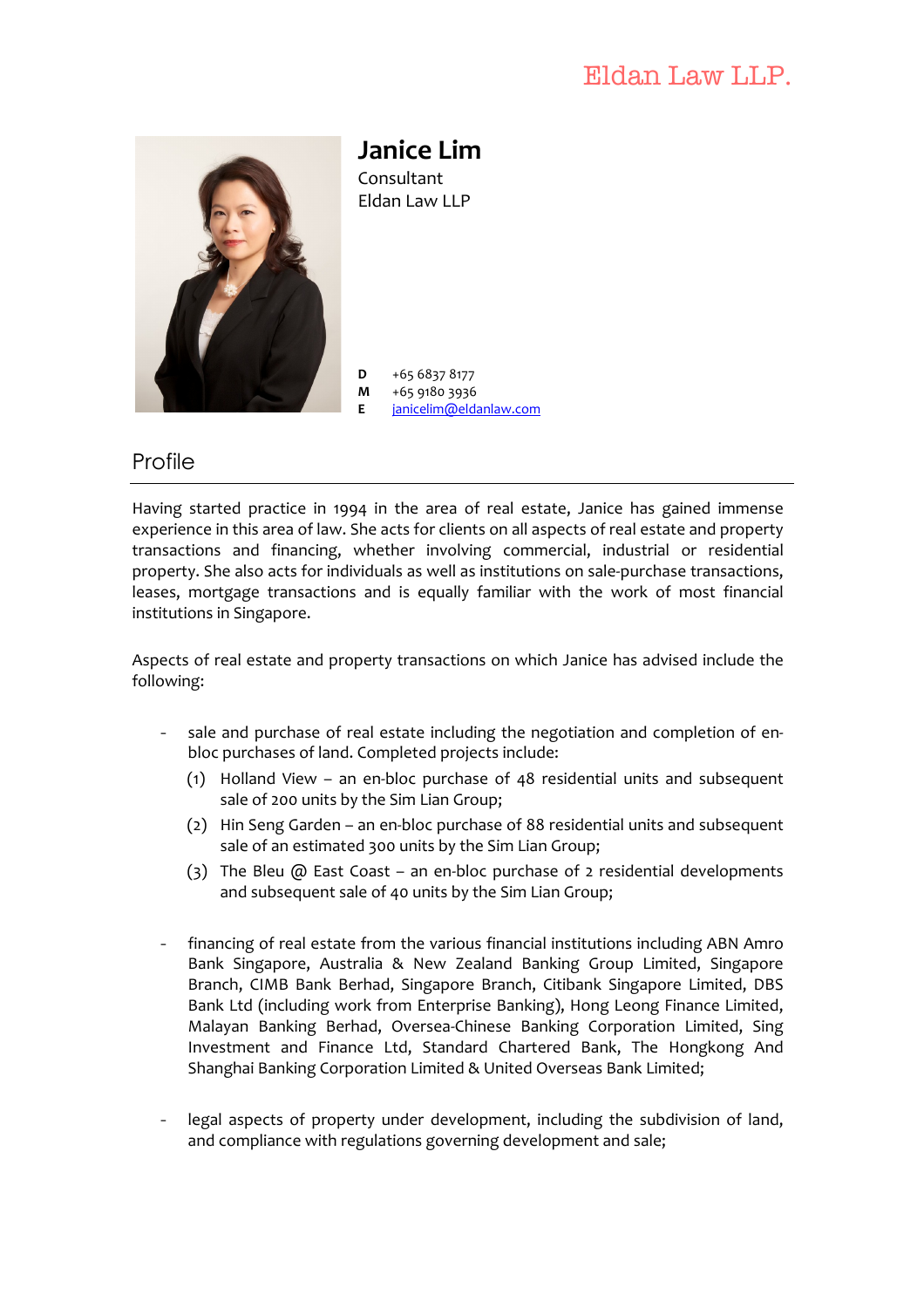Eldan Law LLP.

# Janice Lim

Consultant
Eldan Law LLP

**D** +65 6837 8177
**M** +65 9180 3936
**E** janicelim@eldanlaw.com

## Profile

Having started practice in 1994 in the area of real estate, Janice has gained immense experience in this area of law. She acts for clients on all aspects of real estate and property transactions and financing, whether involving commercial, industrial or residential property. She also acts for individuals as well as institutions on sale-purchase transactions, leases, mortgage transactions and is equally familiar with the work of most financial institutions in Singapore.

Aspects of real estate and property transactions on which Janice has advised include the following:

- sale and purchase of real estate including the negotiation and completion of en-bloc purchases of land. Completed projects include:
  (1) Holland View – an en-bloc purchase of 48 residential units and subsequent sale of 200 units by the Sim Lian Group;
  (2) Hin Seng Garden – an en-bloc purchase of 88 residential units and subsequent sale of an estimated 300 units by the Sim Lian Group;
  (3) The Bleu @ East Coast – an en-bloc purchase of 2 residential developments and subsequent sale of 40 units by the Sim Lian Group;

- financing of real estate from the various financial institutions including ABN Amro Bank Singapore, Australia & New Zealand Banking Group Limited, Singapore Branch, CIMB Bank Berhad, Singapore Branch, Citibank Singapore Limited, DBS Bank Ltd (including work from Enterprise Banking), Hong Leong Finance Limited, Malayan Banking Berhad, Oversea-Chinese Banking Corporation Limited, Sing Investment and Finance Ltd, Standard Chartered Bank, The Hongkong And Shanghai Banking Corporation Limited & United Overseas Bank Limited;

- legal aspects of property under development, including the subdivision of land, and compliance with regulations governing development and sale;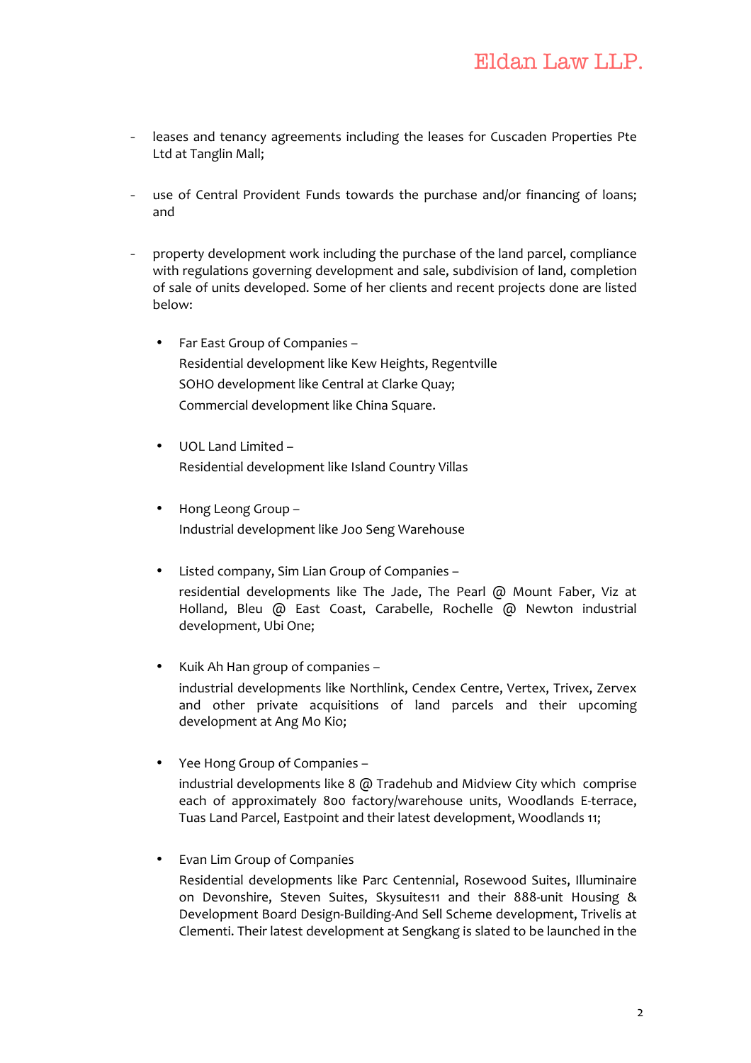- leases and tenancy agreements including the leases for Cuscaden Properties Pte Ltd at Tanglin Mall;

- use of Central Provident Funds towards the purchase and/or financing of loans; and

- property development work including the purchase of the land parcel, compliance with regulations governing development and sale, subdivision of land, completion of sale of units developed. Some of her clients and recent projects done are listed below:

  - Far East Group of Companies –
    Residential development like Kew Heights, Regentville
    SOHO development like Central at Clarke Quay;
    Commercial development like China Square.

  - UOL Land Limited –
    Residential development like Island Country Villas

  - Hong Leong Group –
    Industrial development like Joo Seng Warehouse

  - Listed company, Sim Lian Group of Companies –
    residential developments like The Jade, The Pearl @ Mount Faber, Viz at Holland, Bleu @ East Coast, Carabelle, Rochelle @ Newton industrial development, Ubi One;

  - Kuik Ah Han group of companies –
    industrial developments like Northlink, Cendex Centre, Vertex, Trivex, Zervex and other private acquisitions of land parcels and their upcoming development at Ang Mo Kio;

  - Yee Hong Group of Companies –
    industrial developments like 8 @ Tradehub and Midview City which comprise each of approximately 800 factory/warehouse units, Woodlands E-terrace, Tuas Land Parcel, Eastpoint and their latest development, Woodlands 11;

  - Evan Lim Group of Companies
    Residential developments like Parc Centennial, Rosewood Suites, Illuminaire on Devonshire, Steven Suites, Skysuites11 and their 888-unit Housing & Development Board Design-Building-And Sell Scheme development, Trivelis at Clementi. Their latest development at Sengkang is slated to be launched in the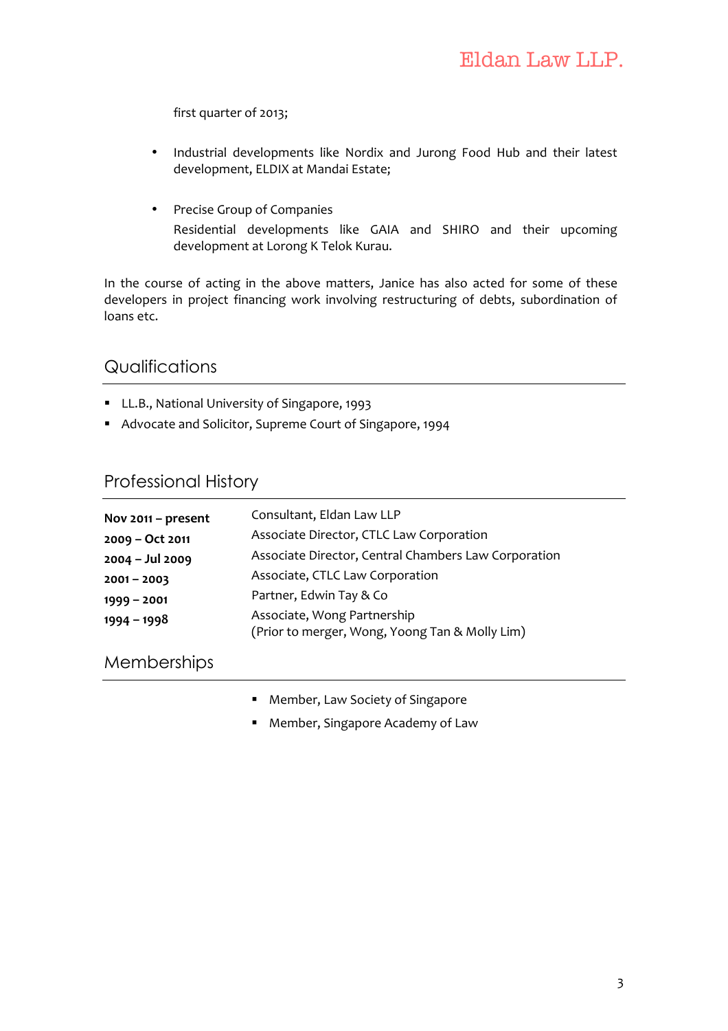first quarter of 2013;

- Industrial developments like Nordix and Jurong Food Hub and their latest development, ELDIX at Mandai Estate;

- Precise Group of Companies
  Residential developments like GAIA and SHIRO and their upcoming development at Lorong K Telok Kurau.

In the course of acting in the above matters, Janice has also acted for some of these developers in project financing work involving restructuring of debts, subordination of loans etc.

## Qualifications

- LL.B., National University of Singapore, 1993
- Advocate and Solicitor, Supreme Court of Singapore, 1994

## Professional History

| | |
|---|---|
| **Nov 2011 – present** | Consultant, Eldan Law LLP |
| **2009 – Oct 2011** | Associate Director, CTLC Law Corporation |
| **2004 – Jul 2009** | Associate Director, Central Chambers Law Corporation |
| **2001 – 2003** | Associate, CTLC Law Corporation |
| **1999 – 2001** | Partner, Edwin Tay & Co |
| **1994 – 1998** | Associate, Wong Partnership (Prior to merger, Wong, Yoong Tan & Molly Lim) |

## Memberships

- Member, Law Society of Singapore
- Member, Singapore Academy of Law